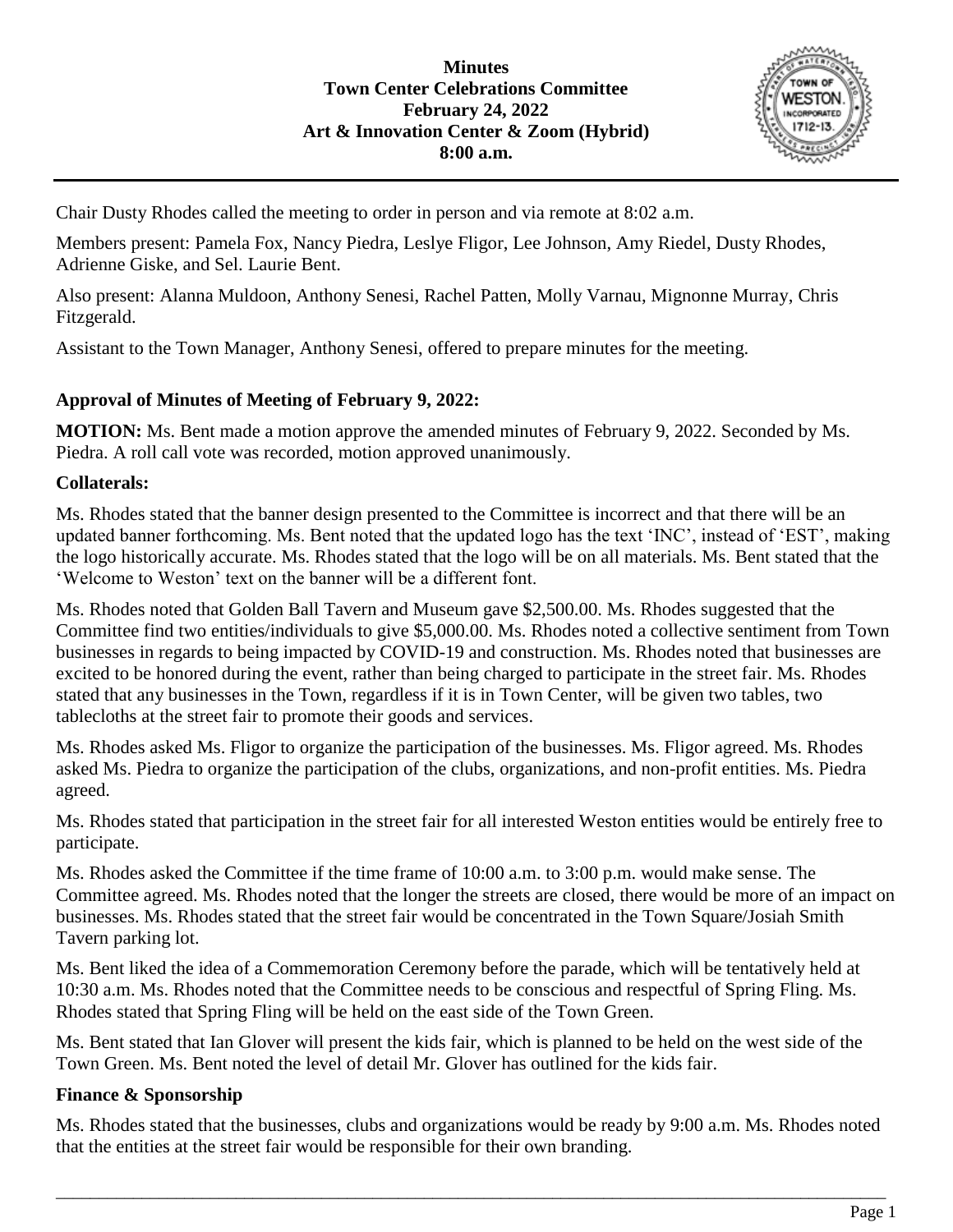**Minutes**
**Town Center Celebrations Committee**
**February 24, 2022**
**Art & Innovation Center & Zoom (Hybrid)**
**8:00 a.m.**

Chair Dusty Rhodes called the meeting to order in person and via remote at 8:02 a.m.

Members present: Pamela Fox, Nancy Piedra, Leslye Fligor, Lee Johnson, Amy Riedel, Dusty Rhodes, Adrienne Giske, and Sel. Laurie Bent.

Also present: Alanna Muldoon, Anthony Senesi, Rachel Patten, Molly Varnau, Mignonne Murray, Chris Fitzgerald.

Assistant to the Town Manager, Anthony Senesi, offered to prepare minutes for the meeting.

**Approval of Minutes of Meeting of February 9, 2022:**

**MOTION:** Ms. Bent made a motion approve the amended minutes of February 9, 2022. Seconded by Ms. Piedra. A roll call vote was recorded, motion approved unanimously.

**Collaterals:**

Ms. Rhodes stated that the banner design presented to the Committee is incorrect and that there will be an updated banner forthcoming. Ms. Bent noted that the updated logo has the text 'INC', instead of 'EST', making the logo historically accurate. Ms. Rhodes stated that the logo will be on all materials. Ms. Bent stated that the 'Welcome to Weston' text on the banner will be a different font.

Ms. Rhodes noted that Golden Ball Tavern and Museum gave $2,500.00. Ms. Rhodes suggested that the Committee find two entities/individuals to give $5,000.00. Ms. Rhodes noted a collective sentiment from Town businesses in regards to being impacted by COVID-19 and construction. Ms. Rhodes noted that businesses are excited to be honored during the event, rather than being charged to participate in the street fair. Ms. Rhodes stated that any businesses in the Town, regardless if it is in Town Center, will be given two tables, two tablecloths at the street fair to promote their goods and services.

Ms. Rhodes asked Ms. Fligor to organize the participation of the businesses. Ms. Fligor agreed. Ms. Rhodes asked Ms. Piedra to organize the participation of the clubs, organizations, and non-profit entities. Ms. Piedra agreed.

Ms. Rhodes stated that participation in the street fair for all interested Weston entities would be entirely free to participate.

Ms. Rhodes asked the Committee if the time frame of 10:00 a.m. to 3:00 p.m. would make sense. The Committee agreed. Ms. Rhodes noted that the longer the streets are closed, there would be more of an impact on businesses. Ms. Rhodes stated that the street fair would be concentrated in the Town Square/Josiah Smith Tavern parking lot.

Ms. Bent liked the idea of a Commemoration Ceremony before the parade, which will be tentatively held at 10:30 a.m. Ms. Rhodes noted that the Committee needs to be conscious and respectful of Spring Fling. Ms. Rhodes stated that Spring Fling will be held on the east side of the Town Green.

Ms. Bent stated that Ian Glover will present the kids fair, which is planned to be held on the west side of the Town Green. Ms. Bent noted the level of detail Mr. Glover has outlined for the kids fair.

**Finance & Sponsorship**

Ms. Rhodes stated that the businesses, clubs and organizations would be ready by 9:00 a.m. Ms. Rhodes noted that the entities at the street fair would be responsible for their own branding.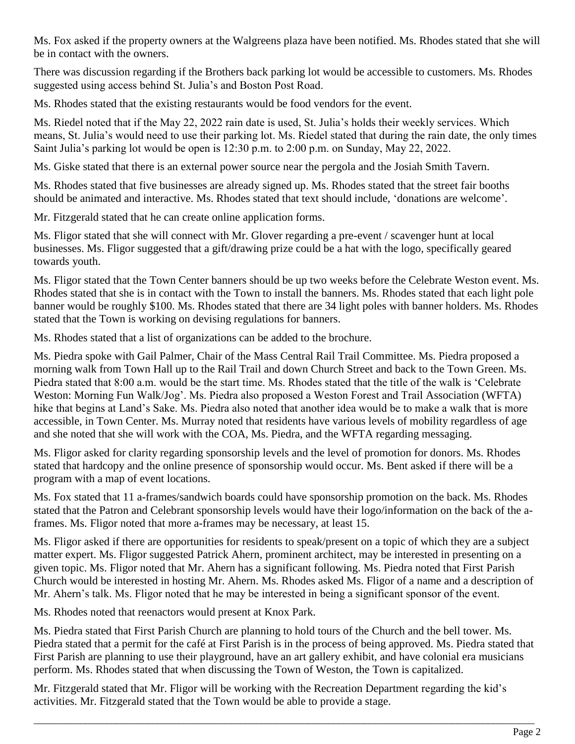Ms. Fox asked if the property owners at the Walgreens plaza have been notified. Ms. Rhodes stated that she will be in contact with the owners.

There was discussion regarding if the Brothers back parking lot would be accessible to customers. Ms. Rhodes suggested using access behind St. Julia's and Boston Post Road.

Ms. Rhodes stated that the existing restaurants would be food vendors for the event.

Ms. Riedel noted that if the May 22, 2022 rain date is used, St. Julia's holds their weekly services. Which means, St. Julia's would need to use their parking lot. Ms. Riedel stated that during the rain date, the only times Saint Julia's parking lot would be open is 12:30 p.m. to 2:00 p.m. on Sunday, May 22, 2022.

Ms. Giske stated that there is an external power source near the pergola and the Josiah Smith Tavern.

Ms. Rhodes stated that five businesses are already signed up. Ms. Rhodes stated that the street fair booths should be animated and interactive. Ms. Rhodes stated that text should include, 'donations are welcome'.

Mr. Fitzgerald stated that he can create online application forms.

Ms. Fligor stated that she will connect with Mr. Glover regarding a pre-event / scavenger hunt at local businesses. Ms. Fligor suggested that a gift/drawing prize could be a hat with the logo, specifically geared towards youth.

Ms. Fligor stated that the Town Center banners should be up two weeks before the Celebrate Weston event. Ms. Rhodes stated that she is in contact with the Town to install the banners. Ms. Rhodes stated that each light pole banner would be roughly $100. Ms. Rhodes stated that there are 34 light poles with banner holders. Ms. Rhodes stated that the Town is working on devising regulations for banners.

Ms. Rhodes stated that a list of organizations can be added to the brochure.

Ms. Piedra spoke with Gail Palmer, Chair of the Mass Central Rail Trail Committee. Ms. Piedra proposed a morning walk from Town Hall up to the Rail Trail and down Church Street and back to the Town Green. Ms. Piedra stated that 8:00 a.m. would be the start time. Ms. Rhodes stated that the title of the walk is 'Celebrate Weston: Morning Fun Walk/Jog'. Ms. Piedra also proposed a Weston Forest and Trail Association (WFTA) hike that begins at Land's Sake. Ms. Piedra also noted that another idea would be to make a walk that is more accessible, in Town Center. Ms. Murray noted that residents have various levels of mobility regardless of age and she noted that she will work with the COA, Ms. Piedra, and the WFTA regarding messaging.

Ms. Fligor asked for clarity regarding sponsorship levels and the level of promotion for donors. Ms. Rhodes stated that hardcopy and the online presence of sponsorship would occur. Ms. Bent asked if there will be a program with a map of event locations.

Ms. Fox stated that 11 a-frames/sandwich boards could have sponsorship promotion on the back. Ms. Rhodes stated that the Patron and Celebrant sponsorship levels would have their logo/information on the back of the a-frames. Ms. Fligor noted that more a-frames may be necessary, at least 15.

Ms. Fligor asked if there are opportunities for residents to speak/present on a topic of which they are a subject matter expert. Ms. Fligor suggested Patrick Ahern, prominent architect, may be interested in presenting on a given topic. Ms. Fligor noted that Mr. Ahern has a significant following. Ms. Piedra noted that First Parish Church would be interested in hosting Mr. Ahern. Ms. Rhodes asked Ms. Fligor of a name and a description of Mr. Ahern's talk. Ms. Fligor noted that he may be interested in being a significant sponsor of the event.

Ms. Rhodes noted that reenactors would present at Knox Park.

Ms. Piedra stated that First Parish Church are planning to hold tours of the Church and the bell tower. Ms. Piedra stated that a permit for the café at First Parish is in the process of being approved. Ms. Piedra stated that First Parish are planning to use their playground, have an art gallery exhibit, and have colonial era musicians perform. Ms. Rhodes stated that when discussing the Town of Weston, the Town is capitalized.

Mr. Fitzgerald stated that Mr. Fligor will be working with the Recreation Department regarding the kid's activities. Mr. Fitzgerald stated that the Town would be able to provide a stage.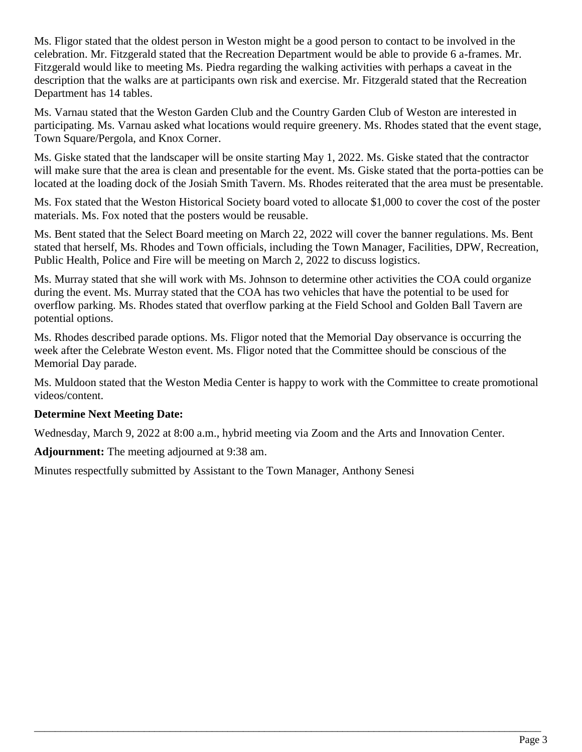Ms. Fligor stated that the oldest person in Weston might be a good person to contact to be involved in the celebration. Mr. Fitzgerald stated that the Recreation Department would be able to provide 6 a-frames. Mr. Fitzgerald would like to meeting Ms. Piedra regarding the walking activities with perhaps a caveat in the description that the walks are at participants own risk and exercise. Mr. Fitzgerald stated that the Recreation Department has 14 tables.

Ms. Varnau stated that the Weston Garden Club and the Country Garden Club of Weston are interested in participating. Ms. Varnau asked what locations would require greenery. Ms. Rhodes stated that the event stage, Town Square/Pergola, and Knox Corner.

Ms. Giske stated that the landscaper will be onsite starting May 1, 2022. Ms. Giske stated that the contractor will make sure that the area is clean and presentable for the event. Ms. Giske stated that the porta-potties can be located at the loading dock of the Josiah Smith Tavern. Ms. Rhodes reiterated that the area must be presentable.

Ms. Fox stated that the Weston Historical Society board voted to allocate $1,000 to cover the cost of the poster materials. Ms. Fox noted that the posters would be reusable.

Ms. Bent stated that the Select Board meeting on March 22, 2022 will cover the banner regulations. Ms. Bent stated that herself, Ms. Rhodes and Town officials, including the Town Manager, Facilities, DPW, Recreation, Public Health, Police and Fire will be meeting on March 2, 2022 to discuss logistics.

Ms. Murray stated that she will work with Ms. Johnson to determine other activities the COA could organize during the event. Ms. Murray stated that the COA has two vehicles that have the potential to be used for overflow parking. Ms. Rhodes stated that overflow parking at the Field School and Golden Ball Tavern are potential options.

Ms. Rhodes described parade options. Ms. Fligor noted that the Memorial Day observance is occurring the week after the Celebrate Weston event. Ms. Fligor noted that the Committee should be conscious of the Memorial Day parade.

Ms. Muldoon stated that the Weston Media Center is happy to work with the Committee to create promotional videos/content.

**Determine Next Meeting Date:**

Wednesday, March 9, 2022 at 8:00 a.m., hybrid meeting via Zoom and the Arts and Innovation Center.

**Adjournment:** The meeting adjourned at 9:38 am.

Minutes respectfully submitted by Assistant to the Town Manager, Anthony Senesi